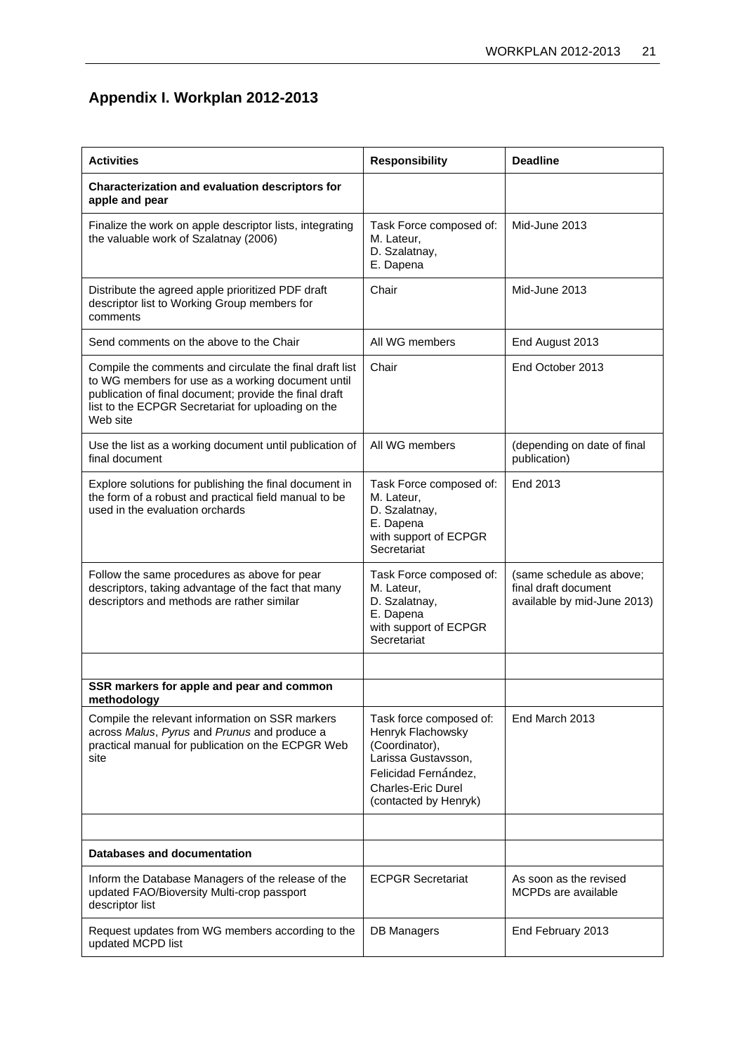## Appendix I. Workplan 2012-2013

| Activities | Responsibility | Deadline |
|---|---|---|
| **Characterization and evaluation descriptors for apple and pear** | | |
| Finalize the work on apple descriptor lists, integrating the valuable work of Szalatnay (2006) | Task Force composed of: M. Lateur, D. Szalatnay, E. Dapena | Mid-June 2013 |
| Distribute the agreed apple prioritized PDF draft descriptor list to Working Group members for comments | Chair | Mid-June 2013 |
| Send comments on the above to the Chair | All WG members | End August 2013 |
| Compile the comments and circulate the final draft list to WG members for use as a working document until publication of final document; provide the final draft list to the ECPGR Secretariat for uploading on the Web site | Chair | End October 2013 |
| Use the list as a working document until publication of final document | All WG members | (depending on date of final publication) |
| Explore solutions for publishing the final document in the form of a robust and practical field manual to be used in the evaluation orchards | Task Force composed of: M. Lateur, D. Szalatnay, E. Dapena with support of ECPGR Secretariat | End 2013 |
| Follow the same procedures as above for pear descriptors, taking advantage of the fact that many descriptors and methods are rather similar | Task Force composed of: M. Lateur, D. Szalatnay, E. Dapena with support of ECPGR Secretariat | (same schedule as above; final draft document available by mid-June 2013) |
| | | |
| **SSR markers for apple and pear and common methodology** | | |
| Compile the relevant information on SSR markers across *Malus*, *Pyrus* and *Prunus* and produce a practical manual for publication on the ECPGR Web site | Task force composed of: Henryk Flachowsky (Coordinator), Larissa Gustavsson, Felicidad Fernández, Charles-Eric Durel (contacted by Henryk) | End March 2013 |
| | | |
| **Databases and documentation** | | |
| Inform the Database Managers of the release of the updated FAO/Bioversity Multi-crop passport descriptor list | ECPGR Secretariat | As soon as the revised MCPDs are available |
| Request updates from WG members according to the updated MCPD list | DB Managers | End February 2013 |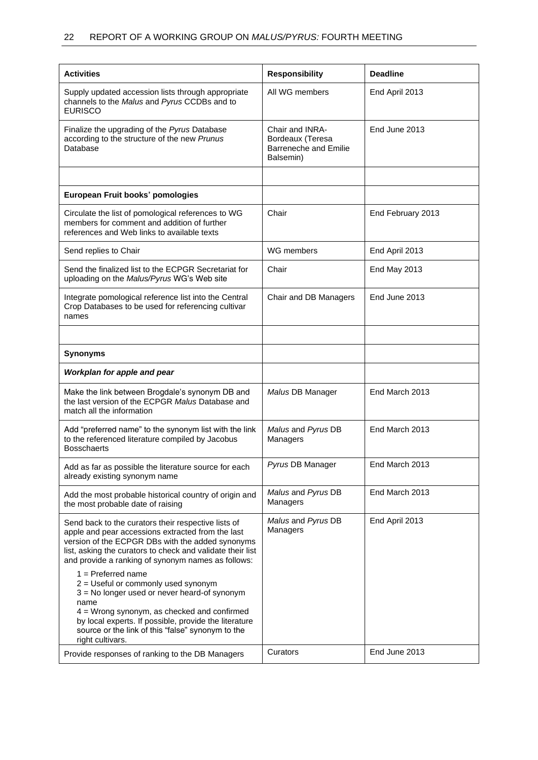| Activities | Responsibility | Deadline |
| --- | --- | --- |
| Supply updated accession lists through appropriate channels to the *Malus* and *Pyrus* CCDBs and to EURISCO | All WG members | End April 2013 |
| Finalize the upgrading of the *Pyrus* Database according to the structure of the new *Prunus* Database | Chair and INRA-Bordeaux (Teresa Barreneche and Emilie Balsemin) | End June 2013 |
| | | |
| **European Fruit books' pomologies** | | |
| Circulate the list of pomological references to WG members for comment and addition of further references and Web links to available texts | Chair | End February 2013 |
| Send replies to Chair | WG members | End April 2013 |
| Send the finalized list to the ECPGR Secretariat for uploading on the *Malus/Pyrus* WG's Web site | Chair | End May 2013 |
| Integrate pomological reference list into the Central Crop Databases to be used for referencing cultivar names | Chair and DB Managers | End June 2013 |
| | | |
| **Synonyms** | | |
| ***Workplan for apple and pear*** | | |
| Make the link between Brogdale's synonym DB and the last version of the ECPGR *Malus* Database and match all the information | *Malus* DB Manager | End March 2013 |
| Add "preferred name" to the synonym list with the link to the referenced literature compiled by Jacobus Bosschaerts | *Malus* and *Pyrus* DB Managers | End March 2013 |
| Add as far as possible the literature source for each already existing synonym name | *Pyrus* DB Manager | End March 2013 |
| Add the most probable historical country of origin and the most probable date of raising | *Malus* and *Pyrus* DB Managers | End March 2013 |
| Send back to the curators their respective lists of apple and pear accessions extracted from the last version of the ECPGR DBs with the added synonyms list, asking the curators to check and validate their list and provide a ranking of synonym names as follows:<br>1 = Preferred name<br>2 = Useful or commonly used synonym<br>3 = No longer used or never heard-of synonym name<br>4 = Wrong synonym, as checked and confirmed by local experts. If possible, provide the literature source or the link of this "false" synonym to the right cultivars. | *Malus* and *Pyrus* DB Managers | End April 2013 |
| Provide responses of ranking to the DB Managers | Curators | End June 2013 |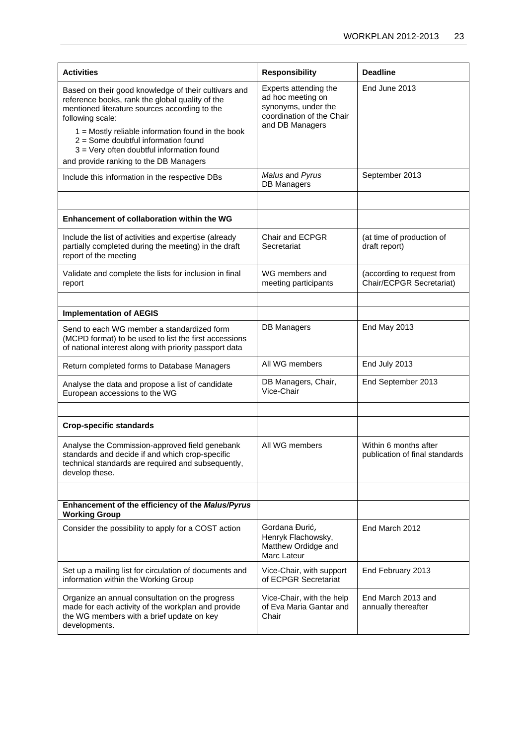| Activities | Responsibility | Deadline |
| --- | --- | --- |
| Based on their good knowledge of their cultivars and reference books, rank the global quality of the mentioned literature sources according to the following scale:<br>1 = Mostly reliable information found in the book<br>2 = Some doubtful information found<br>3 = Very often doubtful information found<br>and provide ranking to the DB Managers | Experts attending the ad hoc meeting on synonyms, under the coordination of the Chair and DB Managers | End June 2013 |
| Include this information in the respective DBs | *Malus* and *Pyrus* DB Managers | September 2013 |
| | | |
| **Enhancement of collaboration within the WG** | | |
| Include the list of activities and expertise (already partially completed during the meeting) in the draft report of the meeting | Chair and ECPGR Secretariat | (at time of production of draft report) |
| Validate and complete the lists for inclusion in final report | WG members and meeting participants | (according to request from Chair/ECPGR Secretariat) |
| | | |
| **Implementation of AEGIS** | | |
| Send to each WG member a standardized form (MCPD format) to be used to list the first accessions of national interest along with priority passport data | DB Managers | End May 2013 |
| Return completed forms to Database Managers | All WG members | End July 2013 |
| Analyse the data and propose a list of candidate European accessions to the WG | DB Managers, Chair, Vice-Chair | End September 2013 |
| | | |
| **Crop-specific standards** | | |
| Analyse the Commission-approved field genebank standards and decide if and which crop-specific technical standards are required and subsequently, develop these. | All WG members | Within 6 months after publication of final standards |
| | | |
| **Enhancement of the efficiency of the *Malus/Pyrus* Working Group** | | |
| Consider the possibility to apply for a COST action | Gordana Đurić, Henryk Flachowsky, Matthew Ordidge and Marc Lateur | End March 2012 |
| Set up a mailing list for circulation of documents and information within the Working Group | Vice-Chair, with support of ECPGR Secretariat | End February 2013 |
| Organize an annual consultation on the progress made for each activity of the workplan and provide the WG members with a brief update on key developments. | Vice-Chair, with the help of Eva Maria Gantar and Chair | End March 2013 and annually thereafter |